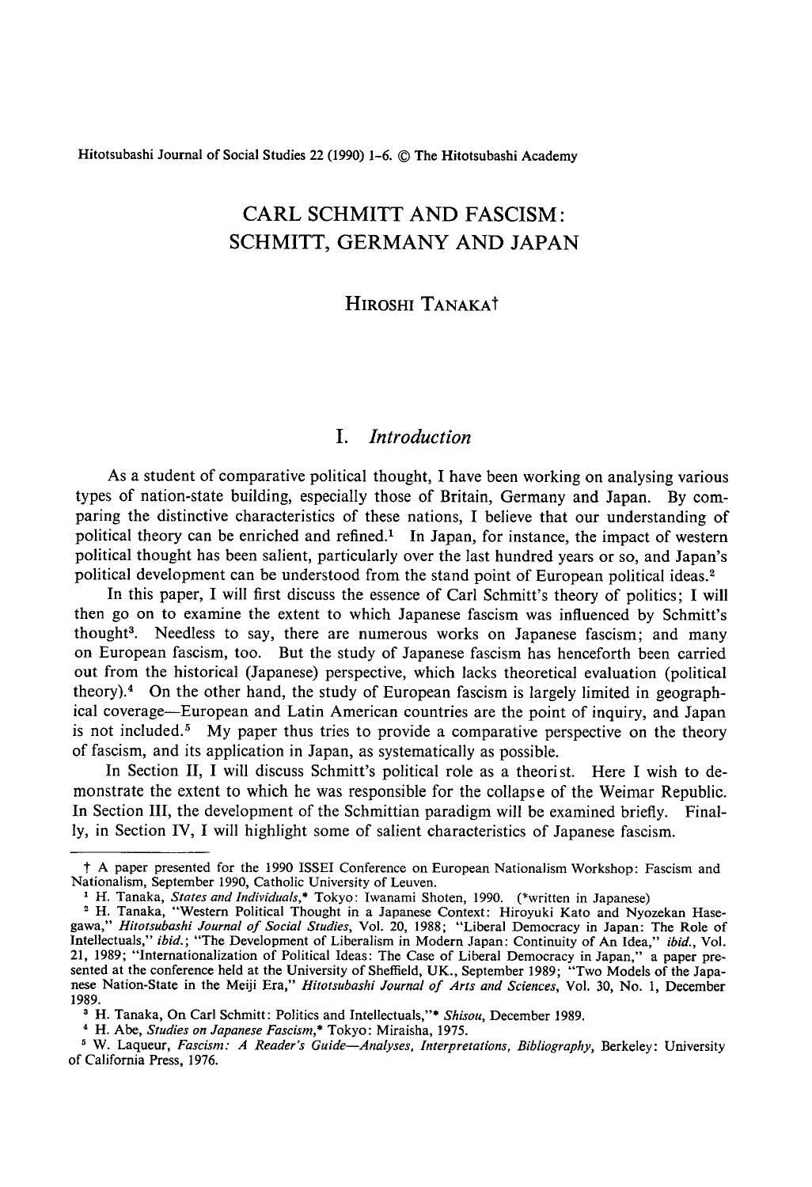# CARL SCHMITT AND FASCISM: SCHMITT, GERMANY AND JAPAN

HIROSHI TANAKA†

## I. *Introduction*

As a student of comparative political thought, I have been working on analysing various types of nation-state building, especially those of Britain, Germany and Japan. By comparing the distinctive characteristics of these nations, I believe that our understanding of political theory can be enriched and refined.[1] In Japan, for instance, the impact of western political thought has been salient, particularly over the last hundred years or so, and Japan's political development can be understood from the stand point of European political ideas.[2]

In this paper, I will first discuss the essence of Carl Schmitt's theory of politics; I will then go on to examine the extent to which Japanese fascism was influenced by Schmitt's thought[3]. Needless to say, there are numerous works on Japanese fascism; and many on European fascism, too. But the study of Japanese fascism has henceforth been carried out from the historical (Japanese) perspective, which lacks theoretical evaluation (political theory).[4] On the other hand, the study of European fascism is largely limited in geographical coverage—European and Latin American countries are the point of inquiry, and Japan is not included.[5] My paper thus tries to provide a comparative perspective on the theory of fascism, and its application in Japan, as systematically as possible.

In Section II, I will discuss Schmitt's political role as a theorist. Here I wish to demonstrate the extent to which he was responsible for the collapse of the Weimar Republic. In Section III, the development of the Schmittian paradigm will be examined briefly. Finally, in Section IV, I will highlight some of salient characteristics of Japanese fascism.

---

† A paper presented for the 1990 ISSEI Conference on European Nationalism Workshop: Fascism and Nationalism, September 1990, Catholic University of Leuven.

[1] H. Tanaka, *States and Individuals*,* Tokyo: Iwanami Shoten, 1990. (*written in Japanese)

[2] H. Tanaka, "Western Political Thought in a Japanese Context: Hiroyuki Kato and Nyozekan Hasegawa," *Hitotsubashi Journal of Social Studies*, Vol. 20, 1988; "Liberal Democracy in Japan: The Role of Intellectuals," *ibid.*; "The Development of Liberalism in Modern Japan: Continuity of An Idea," *ibid.*, Vol. 21, 1989; "Internationalization of Political Ideas: The Case of Liberal Democracy in Japan," a paper presented at the conference held at the University of Sheffield, UK., September 1989; "Two Models of the Japanese Nation-State in the Meiji Era," *Hitotsubashi Journal of Arts and Sciences*, Vol. 30, No. 1, December 1989.

[3] H. Tanaka, On Carl Schmitt: Politics and Intellectuals,"* *Shisou*, December 1989.

[4] H. Abe, *Studies on Japanese Fascism*,* Tokyo: Miraisha, 1975.

[5] W. Laqueur, *Fascism: A Reader's Guide—Analyses, Interpretations, Bibliography*, Berkeley: University of California Press, 1976.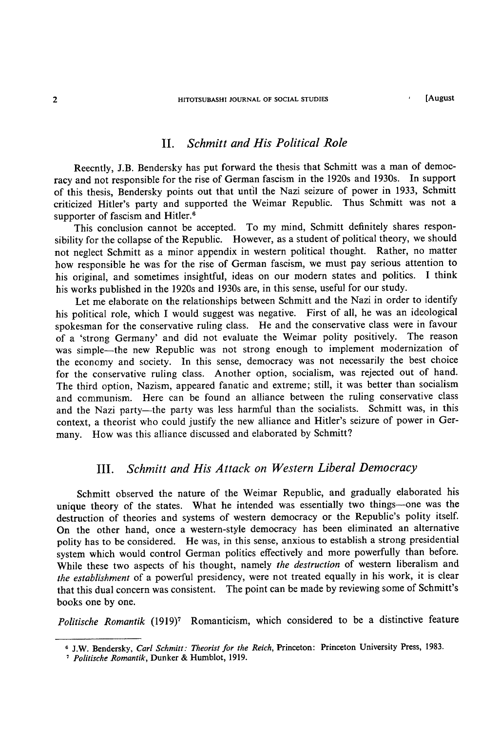## II. *Schmitt and His Political Role*

Reecntly, J.B. Bendersky has put forward the thesis that Schmitt was a man of democracy and not responsible for the rise of German fascism in the 1920s and 1930s. In support of this thesis, Bendersky points out that until the Nazi seizure of power in 1933, Schmitt criticized Hitler's party and supported the Weimar Republic. Thus Schmitt was not a supporter of fascism and Hitler.[6]

This conclusion cannot be accepted. To my mind, Schmitt definitely shares responsibility for the collapse of the Republic. However, as a student of political theory, we should not neglect Schmitt as a minor appendix in western political thought. Rather, no matter how responsible he was for the rise of German fascism, we must pay serious attention to his original, and sometimes insightful, ideas on our modern states and politics. I think his works published in the 1920s and 1930s are, in this sense, useful for our study.

Let me elaborate on the relationships between Schmitt and the Nazi in order to identify his political role, which I would suggest was negative. First of all, he was an ideological spokesman for the conservative ruling class. He and the conservative class were in favour of a 'strong Germany' and did not evaluate the Weimar polity positively. The reason was simple—the new Republic was not strong enough to implement modernization of the economy and society. In this sense, democracy was not necessarily the best choice for the conservative ruling class. Another option, socialism, was rejected out of hand. The third option, Nazism, appeared fanatic and extreme; still, it was better than socialism and communism. Here can be found an alliance between the ruling conservative class and the Nazi party—the party was less harmful than the socialists. Schmitt was, in this context, a theorist who could justify the new alliance and Hitler's seizure of power in Germany. How was this alliance discussed and elaborated by Schmitt?

## III. *Schmitt and His Attack on Western Liberal Democracy*

Schmitt observed the nature of the Weimar Republic, and gradually elaborated his unique theory of the states. What he intended was essentially two things—one was the destruction of theories and systems of western democracy or the Republic's polity itself. On the other hand, once a western-style democracy has been eliminated an alternative polity has to be considered. He was, in this sense, anxious to establish a strong presidential system which would control German politics effectively and more powerfully than before. While these two aspects of his thought, namely *the destruction* of western liberalism and *the establishment* of a powerful presidency, were not treated equally in his work, it is clear that this dual concern was consistent. The point can be made by reviewing some of Schmitt's books one by one.

*Politische Romantik* (1919)[7] Romanticism, which considered to be a distinctive feature

---

[6] J.W. Bendersky, *Carl Schmitt: Theorist for the Reich*, Princeton: Princeton University Press, 1983.

[7] *Politische Romantik*, Dunker & Humblot, 1919.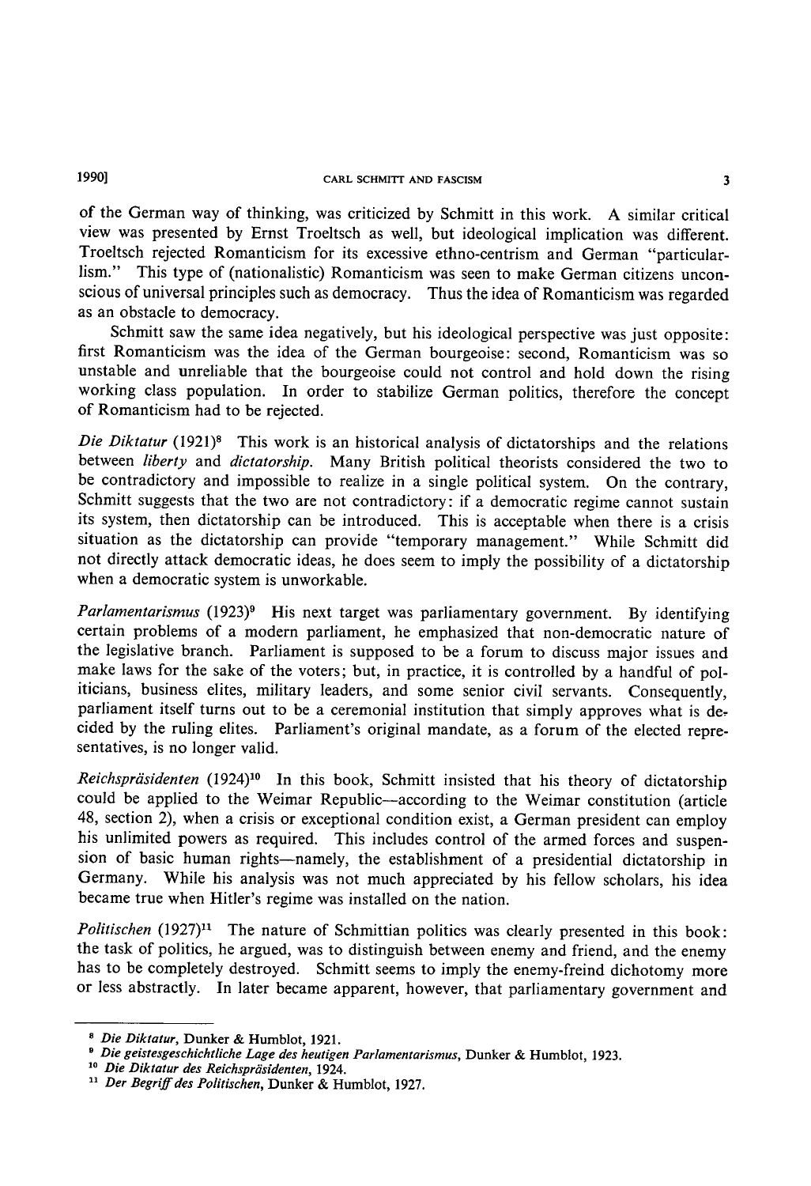of the German way of thinking, was criticized by Schmitt in this work. A similar critical view was presented by Ernst Troeltsch as well, but ideological implication was different. Troeltsch rejected Romanticism for its excessive ethno-centrism and German "particularlism." This type of (nationalistic) Romanticism was seen to make German citizens unconscious of universal principles such as democracy. Thus the idea of Romanticism was regarded as an obstacle to democracy.

Schmitt saw the same idea negatively, but his ideological perspective was just opposite: first Romanticism was the idea of the German bourgeoise: second, Romanticism was so unstable and unreliable that the bourgeoise could not control and hold down the rising working class population. In order to stabilize German politics, therefore the concept of Romanticism had to be rejected.

*Die Diktatur* (1921)[8] This work is an historical analysis of dictatorships and the relations between *liberty* and *dictatorship*. Many British political theorists considered the two to be contradictory and impossible to realize in a single political system. On the contrary, Schmitt suggests that the two are not contradictory: if a democratic regime cannot sustain its system, then dictatorship can be introduced. This is acceptable when there is a crisis situation as the dictatorship can provide "temporary management." While Schmitt did not directly attack democratic ideas, he does seem to imply the possibility of a dictatorship when a democratic system is unworkable.

*Parlamentarismus* (1923)[9] His next target was parliamentary government. By identifying certain problems of a modern parliament, he emphasized that non-democratic nature of the legislative branch. Parliament is supposed to be a forum to discuss major issues and make laws for the sake of the voters; but, in practice, it is controlled by a handful of politicians, business elites, military leaders, and some senior civil servants. Consequently, parliament itself turns out to be a ceremonial institution that simply approves what is decided by the ruling elites. Parliament's original mandate, as a forum of the elected representatives, is no longer valid.

*Reichspräsidenten* (1924)[10] In this book, Schmitt insisted that his theory of dictatorship could be applied to the Weimar Republic—according to the Weimar constitution (article 48, section 2), when a crisis or exceptional condition exist, a German president can employ his unlimited powers as required. This includes control of the armed forces and suspension of basic human rights—namely, the establishment of a presidential dictatorship in Germany. While his analysis was not much appreciated by his fellow scholars, his idea became true when Hitler's regime was installed on the nation.

*Politischen* (1927)[11] The nature of Schmittian politics was clearly presented in this book: the task of politics, he argued, was to distinguish between enemy and friend, and the enemy has to be completely destroyed. Schmitt seems to imply the enemy-freind dichotomy more or less abstractly. In later became apparent, however, that parliamentary government and

---

[8] *Die Diktatur*, Dunker & Humblot, 1921.

[9] *Die geistesgeschichtliche Lage des heutigen Parlamentarismus*, Dunker & Humblot, 1923.

[10] *Die Diktatur des Reichspräsidenten*, 1924.

[11] *Der Begriff des Politischen*, Dunker & Humblot, 1927.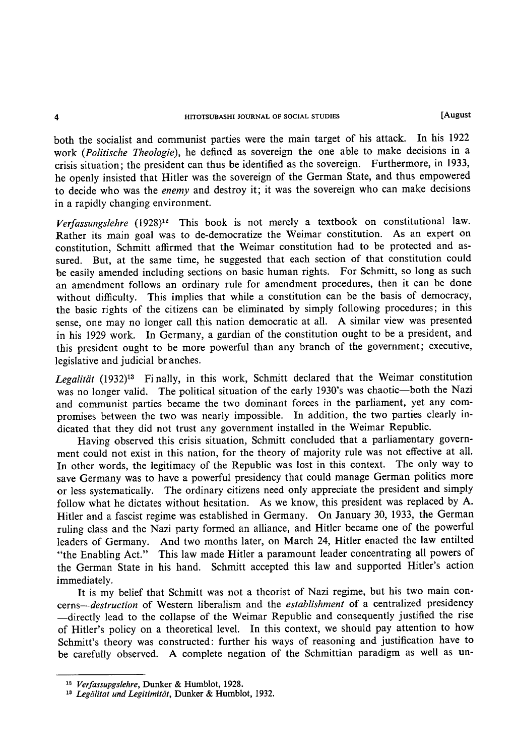both the socialist and communist parties were the main target of his attack. In his 1922 work (*Politische Theologie*), he defined as sovereign the one able to make decisions in a crisis situation; the president can thus be identified as the sovereign. Furthermore, in 1933, he openly insisted that Hitler was the sovereign of the German State, and thus empowered to decide who was the *enemy* and destroy it; it was the sovereign who can make decisions in a rapidly changing environment.

*Verfassungslehre* (1928)[12] This book is not merely a textbook on constitutional law. Rather its main goal was to de-democratize the Weimar constitution. As an expert on constitution, Schmitt affirmed that the Weimar constitution had to be protected and assured. But, at the same time, he suggested that each section of that constitution could be easily amended including sections on basic human rights. For Schmitt, so long as such an amendment follows an ordinary rule for amendment procedures, then it can be done without difficulty. This implies that while a constitution can be the basis of democracy, the basic rights of the citizens can be eliminated by simply following procedures; in this sense, one may no longer call this nation democratic at all. A similar view was presented in his 1929 work. In Germany, a gardian of the constitution ought to be a president, and this president ought to be more powerful than any branch of the government; executive, legislative and judicial br anches.

*Legalität* (1932)[13] Fi nally, in this work, Schmitt declared that the Weimar constitution was no longer valid. The political situation of the early 1930's was chaotic—both the Nazi and communist parties became the two dominant forces in the parliament, yet any compromises between the two was nearly impossible. In addition, the two parties clearly indicated that they did not trust any government installed in the Weimar Republic.

Having observed this crisis situation, Schmitt concluded that a parliamentary government could not exist in this nation, for the theory of majority rule was not effective at all. In other words, the legitimacy of the Republic was lost in this context. The only way to save Germany was to have a powerful presidency that could manage German politics more or less systematically. The ordinary citizens need only appreciate the president and simply follow what he dictates without hesitation. As we know, this president was replaced by A. Hitler and a fascist regime was established in Germany. On January 30, 1933, the German ruling class and the Nazi party formed an alliance, and Hitler became one of the powerful leaders of Germany. And two months later, on March 24, Hitler enacted the law entilted "the Enabling Act." This law made Hitler a paramount leader concentrating all powers of the German State in his hand. Schmitt accepted this law and supported Hitler's action immediately.

It is my belief that Schmitt was not a theorist of Nazi regime, but his two main concerns—*destruction* of Western liberalism and the *establishment* of a centralized presidency —directly lead to the collapse of the Weimar Republic and consequently justified the rise of Hitler's policy on a theoretical level. In this context, we should pay attention to how Schmitt's theory was constructed: further his ways of reasoning and justification have to be carefully observed. A complete negation of the Schmittian paradigm as well as un-

---

[12] *Verfassupgslehre*, Dunker & Humblot, 1928.

[13] *Legälitat und Legitimität*, Dunker & Humblot, 1932.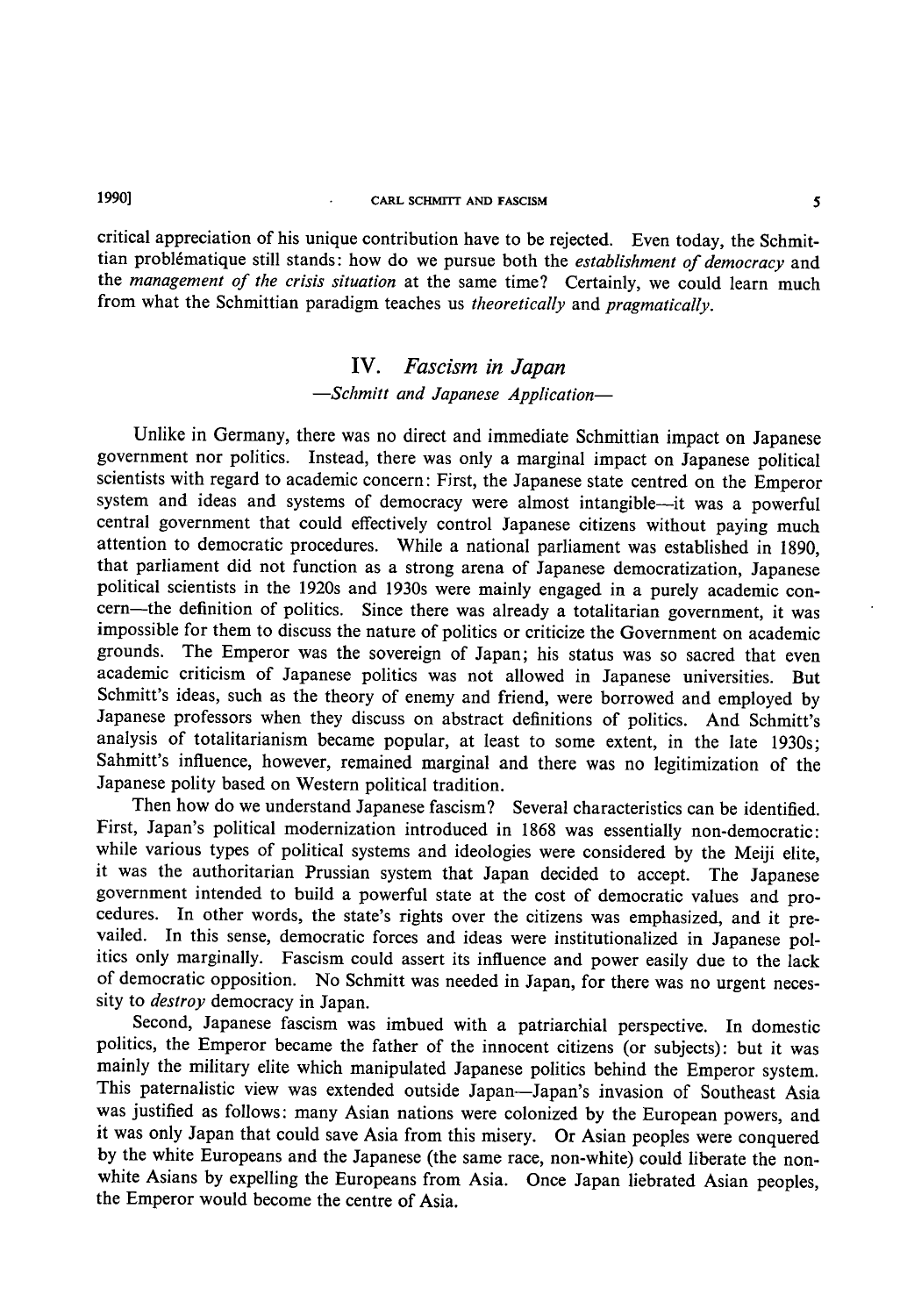critical appreciation of his unique contribution have to be rejected. Even today, the Schmittian problématique still stands: how do we pursue both the *establishment of democracy* and the *management of the crisis situation* at the same time? Certainly, we could learn much from what the Schmittian paradigm teaches us *theoretically* and *pragmatically*.

## IV. *Fascism in Japan*

### *—Schmitt and Japanese Application—*

Unlike in Germany, there was no direct and immediate Schmittian impact on Japanese government nor politics. Instead, there was only a marginal impact on Japanese political scientists with regard to academic concern: First, the Japanese state centred on the Emperor system and ideas and systems of democracy were almost intangible—it was a powerful central government that could effectively control Japanese citizens without paying much attention to democratic procedures. While a national parliament was established in 1890, that parliament did not function as a strong arena of Japanese democratization, Japanese political scientists in the 1920s and 1930s were mainly engaged in a purely academic concern—the definition of politics. Since there was already a totalitarian government, it was impossible for them to discuss the nature of politics or criticize the Government on academic grounds. The Emperor was the sovereign of Japan; his status was so sacred that even academic criticism of Japanese politics was not allowed in Japanese universities. But Schmitt's ideas, such as the theory of enemy and friend, were borrowed and employed by Japanese professors when they discuss on abstract definitions of politics. And Schmitt's analysis of totalitarianism became popular, at least to some extent, in the late 1930s; Sahmitt's influence, however, remained marginal and there was no legitimization of the Japanese polity based on Western political tradition.

Then how do we understand Japanese fascism? Several characteristics can be identified. First, Japan's political modernization introduced in 1868 was essentially non-democratic: while various types of political systems and ideologies were considered by the Meiji elite, it was the authoritarian Prussian system that Japan decided to accept. The Japanese government intended to build a powerful state at the cost of democratic values and procedures. In other words, the state's rights over the citizens was emphasized, and it prevailed. In this sense, democratic forces and ideas were institutionalized in Japanese politics only marginally. Fascism could assert its influence and power easily due to the lack of democratic opposition. No Schmitt was needed in Japan, for there was no urgent necessity to *destroy* democracy in Japan.

Second, Japanese fascism was imbued with a patriarchial perspective. In domestic politics, the Emperor became the father of the innocent citizens (or subjects): but it was mainly the military elite which manipulated Japanese politics behind the Emperor system. This paternalistic view was extended outside Japan—Japan's invasion of Southeast Asia was justified as follows: many Asian nations were colonized by the European powers, and it was only Japan that could save Asia from this misery. Or Asian peoples were conquered by the white Europeans and the Japanese (the same race, non-white) could liberate the non-white Asians by expelling the Europeans from Asia. Once Japan liebrated Asian peoples, the Emperor would become the centre of Asia.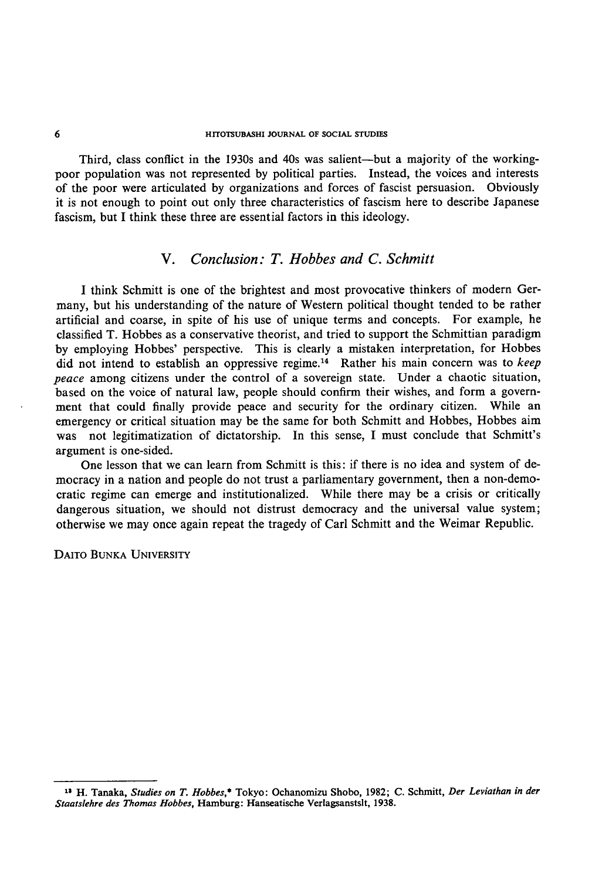Third, class conflict in the 1930s and 40s was salient—but a majority of the working-poor population was not represented by political parties. Instead, the voices and interests of the poor were articulated by organizations and forces of fascist persuasion. Obviously it is not enough to point out only three characteristics of fascism here to describe Japanese fascism, but I think these three are essential factors in this ideology.

## V. *Conclusion: T. Hobbes and C. Schmitt*

I think Schmitt is one of the brightest and most provocative thinkers of modern Germany, but his understanding of the nature of Western political thought tended to be rather artificial and coarse, in spite of his use of unique terms and concepts. For example, he classified T. Hobbes as a conservative theorist, and tried to support the Schmittian paradigm by employing Hobbes' perspective. This is clearly a mistaken interpretation, for Hobbes did not intend to establish an oppressive regime.[14] Rather his main concern was to *keep peace* among citizens under the control of a sovereign state. Under a chaotic situation, based on the voice of natural law, people should confirm their wishes, and form a government that could finally provide peace and security for the ordinary citizen. While an emergency or critical situation may be the same for both Schmitt and Hobbes, Hobbes aim was not legitimatization of dictatorship. In this sense, I must conclude that Schmitt's argument is one-sided.

One lesson that we can learn from Schmitt is this: if there is no idea and system of democracy in a nation and people do not trust a parliamentary government, then a non-democratic regime can emerge and institutionalized. While there may be a crisis or critically dangerous situation, we should not distrust democracy and the universal value system; otherwise we may once again repeat the tragedy of Carl Schmitt and the Weimar Republic.

DAITO BUNKA UNIVERSITY

---

[14] H. Tanaka, *Studies on T. Hobbes,** Tokyo: Ochanomizu Shobo, 1982; C. Schmitt, *Der Leviathan in der Staatslehre des Thomas Hobbes*, Hamburg: Hanseatische Verlagsanstslt, 1938.